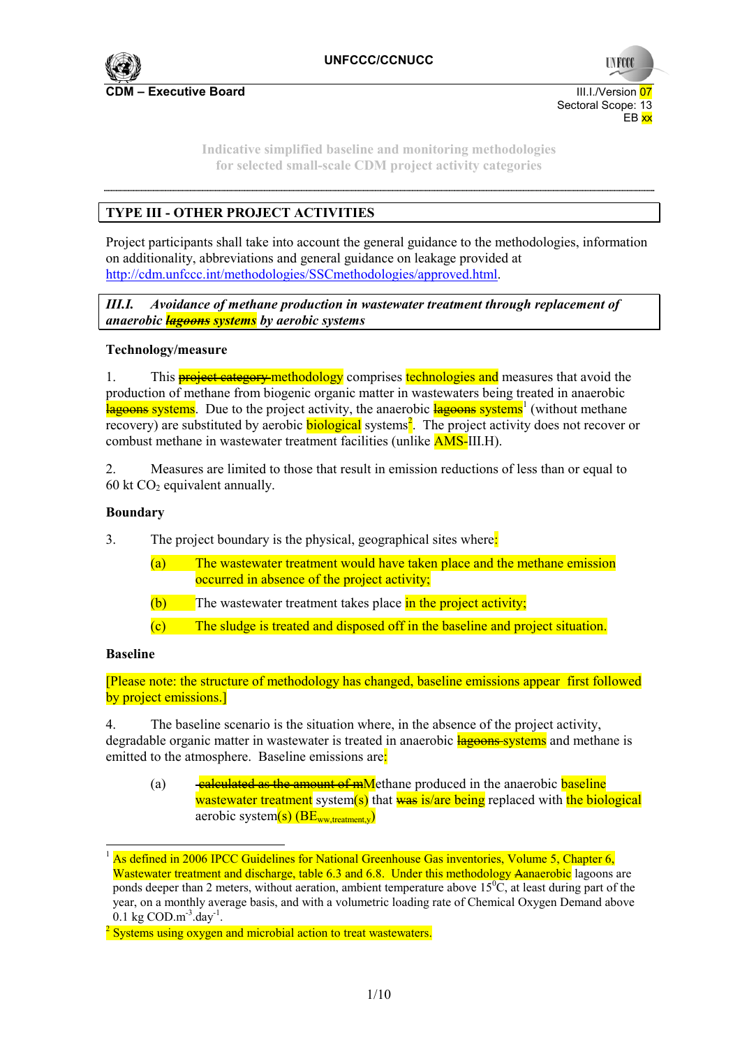**CDM – Executive Board**

III.I./Version 07
Sectoral Scope: 13
EB xx

Indicative simplified baseline and monitoring methodologies
for selected small-scale CDM project activity categories

---

## TYPE III - OTHER PROJECT ACTIVITIES

Project participants shall take into account the general guidance to the methodologies, information on additionality, abbreviations and general guidance on leakage provided at http://cdm.unfccc.int/methodologies/SSCmethodologies/approved.html.

### *III.I. Avoidance of methane production in wastewater treatment through replacement of anaerobic ~~lagoons~~ systems by aerobic systems*

**Technology/measure**

1. This ~~project category~~ methodology comprises technologies and measures that avoid the production of methane from biogenic organic matter in wastewaters being treated in anaerobic ~~lagoons~~ systems. Due to the project activity, the anaerobic ~~lagoons~~ systems[1] (without methane recovery) are substituted by aerobic biological systems[2]. The project activity does not recover or combust methane in wastewater treatment facilities (unlike AMS-III.H).

2. Measures are limited to those that result in emission reductions of less than or equal to 60 kt $CO_2$ equivalent annually.

**Boundary**

3. The project boundary is the physical, geographical sites where:

   (a) The wastewater treatment would have taken place and the methane emission occurred in absence of the project activity;

   (b) The wastewater treatment takes place in the project activity;

   (c) The sludge is treated and disposed off in the baseline and project situation.

**Baseline**

[Please note: the structure of methodology has changed, baseline emissions appear first followed by project emissions.]

4. The baseline scenario is the situation where, in the absence of the project activity, degradable organic matter in wastewater is treated in anaerobic ~~lagoons~~ systems and methane is emitted to the atmosphere. Baseline emissions are:

   (a) ~~calculated as the amount of m~~Methane produced in the anaerobic baseline wastewater treatment system(s) that ~~was~~ is/are being replaced with the biological aerobic system(s) ($BE_{ww,treatment,y}$)

---

[1] As defined in 2006 IPCC Guidelines for National Greenhouse Gas inventories, Volume 5, Chapter 6, Wastewater treatment and discharge, table 6.3 and 6.8. Under this methodology ~~A~~anaerobic lagoons are ponds deeper than 2 meters, without aeration, ambient temperature above 15°C, at least during part of the year, on a monthly average basis, and with a volumetric loading rate of Chemical Oxygen Demand above 0.1 kg $COD.m^{-3}.day^{-1}$.

[2] Systems using oxygen and microbial action to treat wastewaters.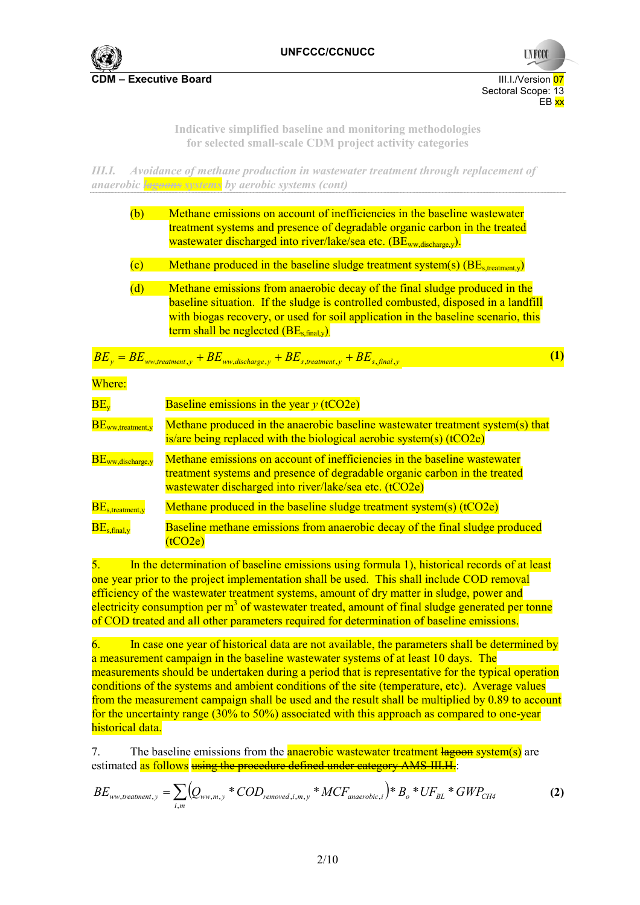*III.I. Avoidance of methane production in wastewater treatment through replacement of anaerobic ~~lagoons~~ systems by aerobic systems (cont)*

(b) Methane emissions on account of inefficiencies in the baseline wastewater treatment systems and presence of degradable organic carbon in the treated wastewater discharged into river/lake/sea etc. ($BE_{ww,discharge,y}$).

(c) Methane produced in the baseline sludge treatment system(s) ($BE_{s,treatment,y}$)

(d) Methane emissions from anaerobic decay of the final sludge produced in the baseline situation. If the sludge is controlled combusted, disposed in a landfill with biogas recovery, or used for soil application in the baseline scenario, this term shall be neglected ($BE_{s,final,y}$).

$$BE_y = BE_{ww,treatment,y} + BE_{ww,discharge,y} + BE_{s,treatment,y} + BE_{s,final,y} \tag{1}$$

Where:

| | |
|---|---|
| $BE_y$ | Baseline emissions in the year *y* (tCO2e) |
| $BE_{ww,treatment,y}$ | Methane produced in the anaerobic baseline wastewater treatment system(s) that is/are being replaced with the biological aerobic system(s) (tCO2e) |
| $BE_{ww,discharge,y}$ | Methane emissions on account of inefficiencies in the baseline wastewater treatment systems and presence of degradable organic carbon in the treated wastewater discharged into river/lake/sea etc. (tCO2e) |
| $BE_{s,treatment,y}$ | Methane produced in the baseline sludge treatment system(s) (tCO2e) |
| $BE_{s,final,y}$ | Baseline methane emissions from anaerobic decay of the final sludge produced (tCO2e) |

5. In the determination of baseline emissions using formula 1), historical records of at least one year prior to the project implementation shall be used. This shall include COD removal efficiency of the wastewater treatment systems, amount of dry matter in sludge, power and electricity consumption per $m^3$ of wastewater treated, amount of final sludge generated per tonne of COD treated and all other parameters required for determination of baseline emissions.

6. In case one year of historical data are not available, the parameters shall be determined by a measurement campaign in the baseline wastewater systems of at least 10 days. The measurements should be undertaken during a period that is representative for the typical operation conditions of the systems and ambient conditions of the site (temperature, etc). Average values from the measurement campaign shall be used and the result shall be multiplied by 0.89 to account for the uncertainty range (30% to 50%) associated with this approach as compared to one-year historical data.

7. The baseline emissions from the anaerobic wastewater treatment ~~lagoon~~ system(s) are estimated as follows ~~using the procedure defined under category AMS-III.H.~~:

$$BE_{ww,treatment,y} = \sum_{i,m} \left( Q_{ww,m,y} * COD_{removed,i,m,y} * MCF_{anaerobic,i} \right) * B_o * UF_{BL} * GWP_{CH4} \tag{2}$$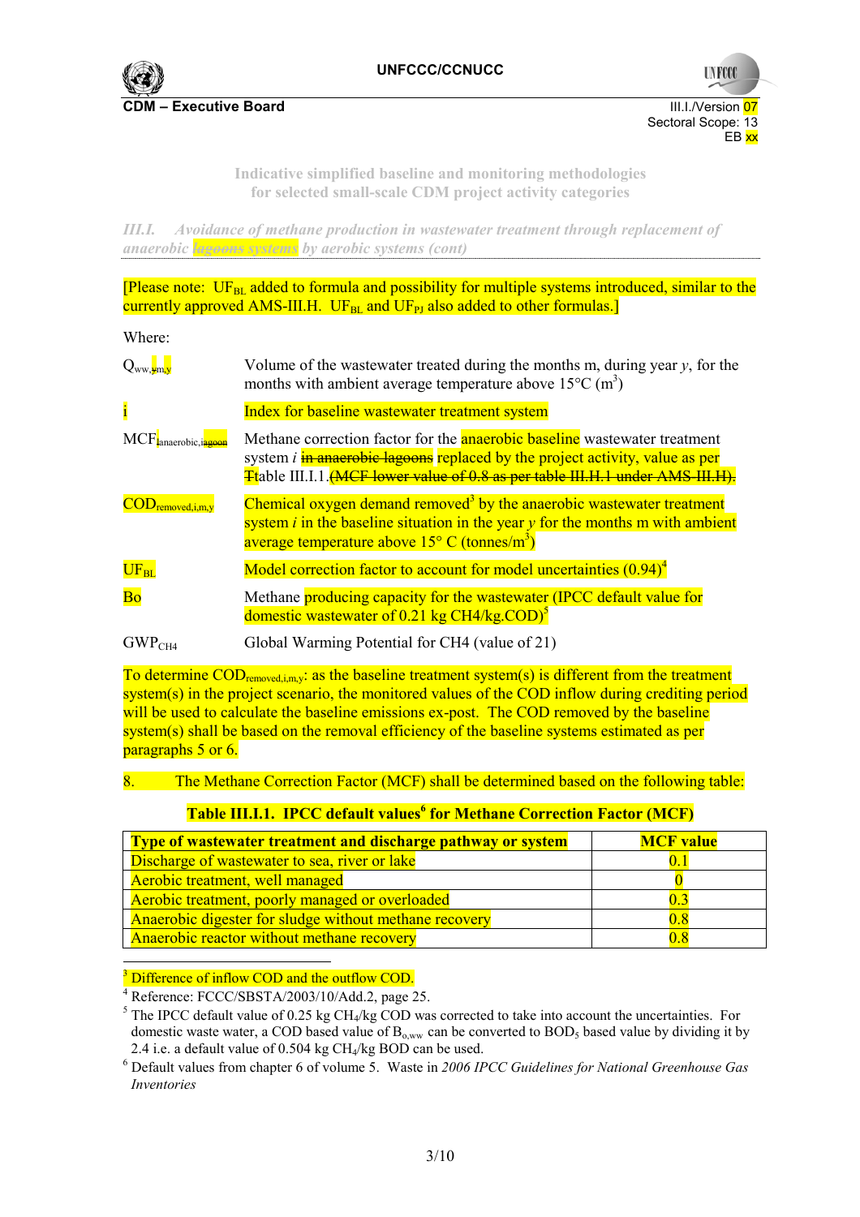[Please note: $UF_{BL}$ added to formula and possibility for multiple systems introduced, similar to the currently approved AMS-III.H. $UF_{BL}$ and $UF_{PJ}$ also added to other formulas.]

Where:

| | |
|---|---|
| $Q_{ww,~~y~~m,y}$ | Volume of the wastewater treated during the months m, during year *y*, for the months with ambient average temperature above 15°C ($m^3$) |
| i | Index for baseline wastewater treatment system |
| $MCF_{anaerobic,i~~lagoon~~}$ | Methane correction factor for the anaerobic baseline wastewater treatment system *i* ~~in anaerobic lagoons~~ replaced by the project activity, value as per ~~T~~table III.I.1.~~(MCF lower value of 0.8 as per table III.H.1 under AMS-III.H).~~ |
| $COD_{removed,i,m,y}$ | Chemical oxygen demand removed[3] by the anaerobic wastewater treatment system *i* in the baseline situation in the year *y* for the months m with ambient average temperature above 15° C ($tonnes/m^3$) |
| $UF_{BL}$ | Model correction factor to account for model uncertainties (0.94)[4] |
| Bo | Methane producing capacity for the wastewater (IPCC default value for domestic wastewater of 0.21 kg $CH_4$/kg.COD)[5] |
| $GWP_{CH4}$ | Global Warming Potential for CH4 (value of 21) |

To determine $COD_{removed,i,m,y}$: as the baseline treatment system(s) is different from the treatment system(s) in the project scenario, the monitored values of the COD inflow during crediting period will be used to calculate the baseline emissions ex-post. The COD removed by the baseline system(s) shall be based on the removal efficiency of the baseline systems estimated as per paragraphs 5 or 6.

8. The Methane Correction Factor (MCF) shall be determined based on the following table:

**Table III.I.1. IPCC default values[6] for Methane Correction Factor (MCF)**

| Type of wastewater treatment and discharge pathway or system | MCF value |
|---|---|
| Discharge of wastewater to sea, river or lake | 0.1 |
| Aerobic treatment, well managed | 0 |
| Aerobic treatment, poorly managed or overloaded | 0.3 |
| Anaerobic digester for sludge without methane recovery | 0.8 |
| Anaerobic reactor without methane recovery | 0.8 |

---

[3] Difference of inflow COD and the outflow COD.

[4] Reference: FCCC/SBSTA/2003/10/Add.2, page 25.

[5] The IPCC default value of 0.25 kg $CH_4$/kg COD was corrected to take into account the uncertainties. For domestic waste water, a COD based value of $B_{o,ww}$ can be converted to $BOD_5$ based value by dividing it by 2.4 i.e. a default value of 0.504 kg $CH_4$/kg BOD can be used.

[6] Default values from chapter 6 of volume 5. Waste in *2006 IPCC Guidelines for National Greenhouse Gas Inventories*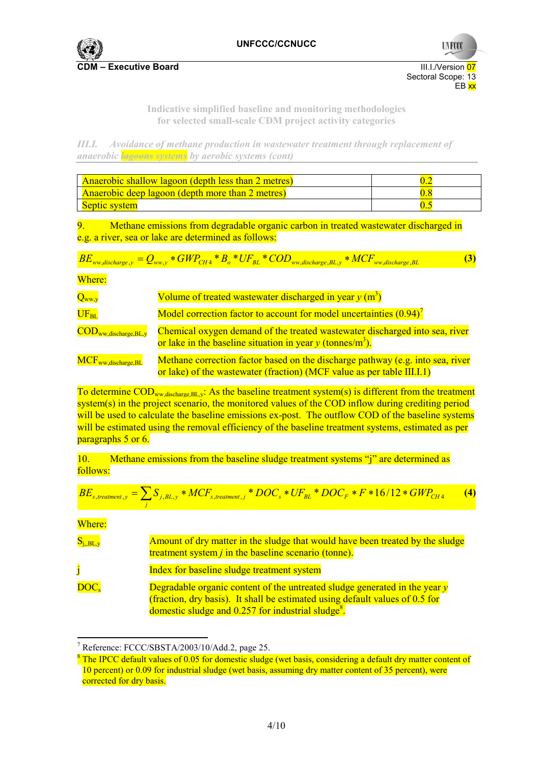Indicative simplified baseline and monitoring methodologies for selected small-scale CDM project activity categories

*III.I. Avoidance of methane production in wastewater treatment through replacement of anaerobic ~~lagoons~~ systems by aerobic systems (cont)*

| | |
|---|---|
| Anaerobic shallow lagoon (depth less than 2 metres) | 0.2 |
| Anaerobic deep lagoon (depth more than 2 metres) | 0.8 |
| Septic system | 0.5 |

9. Methane emissions from degradable organic carbon in treated wastewater discharged in e.g. a river, sea or lake are determined as follows:

$$BE_{ww,discharge,y} = Q_{ww,y} * GWP_{CH4} * B_o * UF_{BL} * COD_{ww,discharge,BL,y} * MCF_{ww,discharge,BL} \quad (3)$$

Where:

| | |
|---|---|
| $Q_{ww,y}$ | Volume of treated wastewater discharged in year $y$ ($m^3$) |
| $UF_{BL}$ | Model correction factor to account for model uncertainties (0.94)[7] |
| $COD_{ww,discharge,BL,y}$ | Chemical oxygen demand of the treated wastewater discharged into sea, river or lake in the baseline situation in year $y$ ($tonnes/m^3$). |
| $MCF_{ww,discharge,BL}$ | Methane correction factor based on the discharge pathway (e.g. into sea, river or lake) of the wastewater (fraction) (MCF value as per table III.I.1) |

To determine $COD_{ww,discharge,BL,y}$: As the baseline treatment system(s) is different from the treatment system(s) in the project scenario, the monitored values of the COD inflow during crediting period will be used to calculate the baseline emissions ex-post. The outflow COD of the baseline systems will be estimated using the removal efficiency of the baseline treatment systems, estimated as per paragraphs 5 or 6.

10. Methane emissions from the baseline sludge treatment systems "j" are determined as follows:

$$BE_{s,treatment,y} = \sum_j S_{j,BL,y} * MCF_{s,treatment,j} * DOC_s * UF_{BL} * DOC_F * F * 16/12 * GWP_{CH4} \quad (4)$$

Where:

| | |
|---|---|
| $S_{j,,BL,y}$ | Amount of dry matter in the sludge that would have been treated by the sludge treatment system $j$ in the baseline scenario (tonne). |
| j | Index for baseline sludge treatment system |
| $DOC_s$ | Degradable organic content of the untreated sludge generated in the year $y$ (fraction, dry basis). It shall be estimated using default values of 0.5 for domestic sludge and 0.257 for industrial sludge[8]. |

---

[7] Reference: FCCC/SBSTA/2003/10/Add.2, page 25.

[8] The IPCC default values of 0.05 for domestic sludge (wet basis, considering a default dry matter content of 10 percent) or 0.09 for industrial sludge (wet basis, assuming dry matter content of 35 percent), were corrected for dry basis.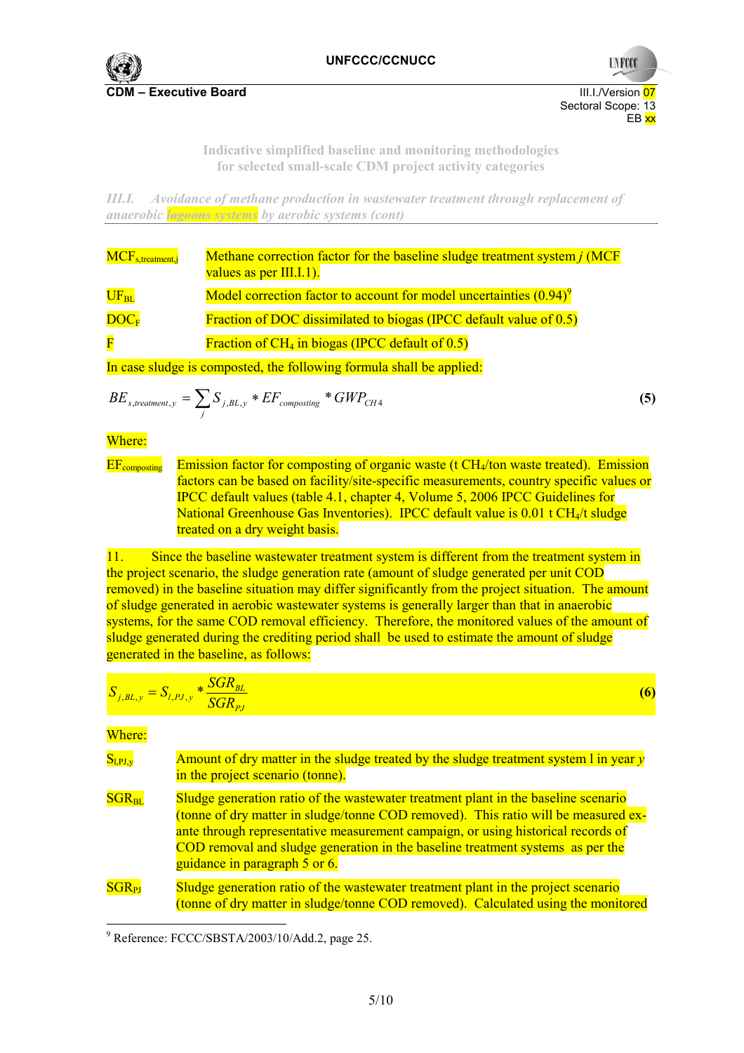*III.I. Avoidance of methane production in wastewater treatment through replacement of anaerobic ~~lagoons~~ systems by aerobic systems (cont)*

| | |
|---|---|
| $MCF_{s,treatment,j}$ | Methane correction factor for the baseline sludge treatment system *j* (MCF values as per III.I.1). |
| $UF_{BL}$ | Model correction factor to account for model uncertainties (0.94)[9] |
| $DOC_F$ | Fraction of DOC dissimilated to biogas (IPCC default value of 0.5) |
| F | Fraction of $CH_4$ in biogas (IPCC default of 0.5) |

In case sludge is composted, the following formula shall be applied:

$$BE_{s,treatment,y} = \sum_j S_{j,BL,y} * EF_{composting} * GWP_{CH4} \tag{5}$$

Where:

| | |
|---|---|
| $EF_{composting}$ | Emission factor for composting of organic waste (t $CH_4$/ton waste treated). Emission factors can be based on facility/site-specific measurements, country specific values or IPCC default values (table 4.1, chapter 4, Volume 5, 2006 IPCC Guidelines for National Greenhouse Gas Inventories). IPCC default value is 0.01 t $CH_4$/t sludge treated on a dry weight basis. |

11. Since the baseline wastewater treatment system is different from the treatment system in the project scenario, the sludge generation rate (amount of sludge generated per unit COD removed) in the baseline situation may differ significantly from the project situation. The amount of sludge generated in aerobic wastewater systems is generally larger than that in anaerobic systems, for the same COD removal efficiency. Therefore, the monitored values of the amount of sludge generated during the crediting period shall be used to estimate the amount of sludge generated in the baseline, as follows:

$$S_{j,BL,y} = S_{l,PJ,y} * \frac{SGR_{BL}}{SGR_{PJ}} \tag{6}$$

Where:

| | |
|---|---|
| $S_{l,PJ,y}$ | Amount of dry matter in the sludge treated by the sludge treatment system l in year *y* in the project scenario (tonne). |
| $SGR_{BL}$ | Sludge generation ratio of the wastewater treatment plant in the baseline scenario (tonne of dry matter in sludge/tonne COD removed). This ratio will be measured ex-ante through representative measurement campaign, or using historical records of COD removal and sludge generation in the baseline treatment systems as per the guidance in paragraph 5 or 6. |
| $SGR_{PJ}$ | Sludge generation ratio of the wastewater treatment plant in the project scenario (tonne of dry matter in sludge/tonne COD removed). Calculated using the monitored |

[9] Reference: FCCC/SBSTA/2003/10/Add.2, page 25.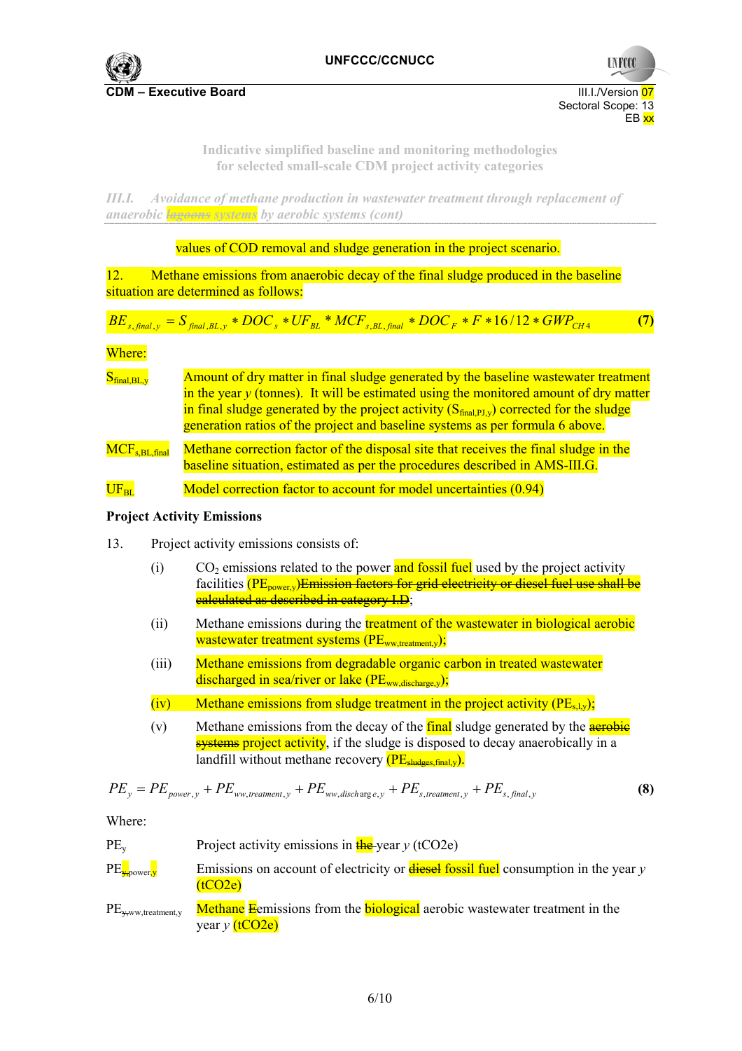values of COD removal and sludge generation in the project scenario.

12. Methane emissions from anaerobic decay of the final sludge produced in the baseline situation are determined as follows:

$$BE_{s,final,y} = S_{final,BL,y} * DOC_s * UF_{BL} * MCF_{s,BL,final} * DOC_F * F * 16/12 * GWP_{CH4} \quad (7)$$

Where:

| | |
|---|---|
| $S_{final,BL,y}$ | Amount of dry matter in final sludge generated by the baseline wastewater treatment in the year *y* (tonnes). It will be estimated using the monitored amount of dry matter in final sludge generated by the project activity ($S_{final,PJ,y}$) corrected for the sludge generation ratios of the project and baseline systems as per formula 6 above. |
| $MCF_{s,BL,final}$ | Methane correction factor of the disposal site that receives the final sludge in the baseline situation, estimated as per the procedures described in AMS-III.G. |
| $UF_{BL}$ | Model correction factor to account for model uncertainties (0.94) |

**Project Activity Emissions**

13. Project activity emissions consists of:

(i) $CO_2$ emissions related to the power and fossil fuel used by the project activity facilities ($PE_{power,y}$)~~Emission factors for grid electricity or diesel fuel use shall be calculated as described in category I.D~~;

(ii) Methane emissions during the treatment of the wastewater in biological aerobic wastewater treatment systems ($PE_{ww,treatment,y}$);

(iii) Methane emissions from degradable organic carbon in treated wastewater discharged in sea/river or lake ($PE_{ww,discharge,y}$);

(iv) Methane emissions from sludge treatment in the project activity ($PE_{s,l,y}$);

(v) Methane emissions from the decay of the final sludge generated by the ~~aerobic systems~~ project activity, if the sludge is disposed to decay anaerobically in a landfill without methane recovery ($PE_{sludges,final,y}$).

$$PE_y = PE_{power,y} + PE_{ww,treatment,y} + PE_{ww,discharge,y} + PE_{s,treatment,y} + PE_{s,final,y} \quad (8)$$

Where:

| | |
|---|---|
| $PE_y$ | Project activity emissions in ~~the~~ year *y* (tCO2e) |
| $PE_{y,power,y}$ | Emissions on account of electricity or ~~diesel~~ fossil fuel consumption in the year *y* (tCO2e) |
| $PE_{y,ww,treatment,y}$ | Methane ~~E~~emissions from the biological aerobic wastewater treatment in the year *y* (tCO2e) |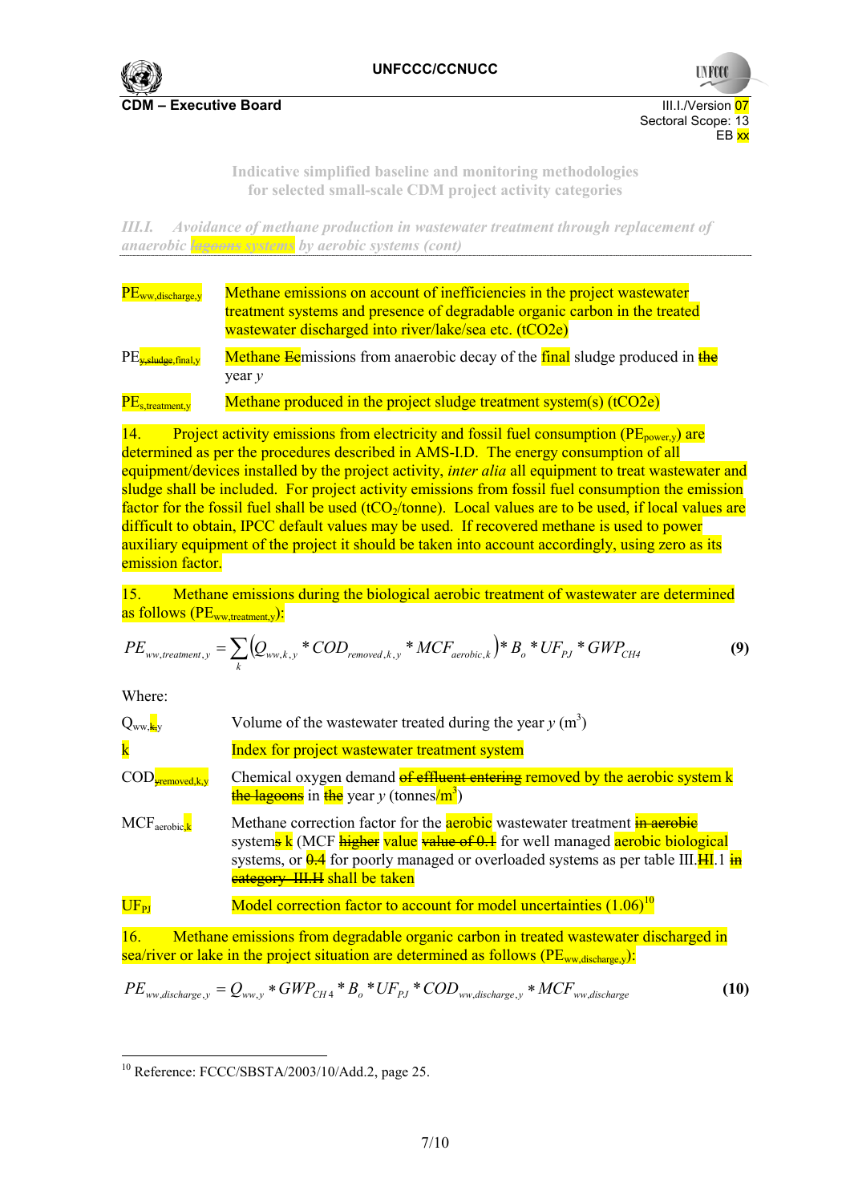*III.I. Avoidance of methane production in wastewater treatment through replacement of anaerobic ~~lagoons~~ systems by aerobic systems (cont)*

| | |
|---|---|
| $PE_{ww,discharge,y}$ | Methane emissions on account of inefficiencies in the project wastewater treatment systems and presence of degradable organic carbon in the treated wastewater discharged into river/lake/sea etc. ($tCO_2e$) |
| $PE_{~~y,~~sludge,final,y}$ | Methane ~~E~~emissions from anaerobic decay of the final sludge produced in ~~the~~ year *y* |
| $PE_{s,treatment,y}$ | Methane produced in the project sludge treatment system(s) ($tCO_2e$) |

14. Project activity emissions from electricity and fossil fuel consumption ($PE_{power,y}$) are determined as per the procedures described in AMS-I.D. The energy consumption of all equipment/devices installed by the project activity, *inter alia* all equipment to treat wastewater and sludge shall be included. For project activity emissions from fossil fuel consumption the emission factor for the fossil fuel shall be used ($tCO_2$/tonne). Local values are to be used, if local values are difficult to obtain, IPCC default values may be used. If recovered methane is used to power auxiliary equipment of the project it should be taken into account accordingly, using zero as its emission factor.

15. Methane emissions during the biological aerobic treatment of wastewater are determined as follows ($PE_{ww,treatment,y}$):

$$PE_{ww,treatment,y} = \sum_{k} \left( Q_{ww,k,y} * COD_{removed,k,y} * MCF_{aerobic,k} \right) * B_o * UF_{PJ} * GWP_{CH4} \quad \textbf{(9)}$$

Where:

| | |
|---|---|
| $Q_{ww,~~k,~~y}$ | Volume of the wastewater treated during the year *y* ($m^3$) |
| k | Index for project wastewater treatment system |
| $COD_{~~y~~removed,k,y}$ | Chemical oxygen demand ~~of effluent entering~~ removed by the aerobic system k ~~the lagoons~~ in ~~the~~ year *y* ($tonnes/m^3$) |
| $MCF_{aerobic,k}$ | Methane correction factor for the aerobic wastewater treatment ~~in aerobic~~ system~~s~~ k (MCF ~~higher~~ value ~~value of 0.1~~ for well managed aerobic biological systems, or ~~0.4~~ for poorly managed or overloaded systems as per table III.~~H~~I.1 ~~in category III.H~~ shall be taken |
| $UF_{PJ}$ | Model correction factor to account for model uncertainties (1.06)[10] |

16. Methane emissions from degradable organic carbon in treated wastewater discharged in sea/river or lake in the project situation are determined as follows ($PE_{ww,discharge,y}$):

$$PE_{ww,discharge,y} = Q_{ww,y} * GWP_{CH4} * B_o * UF_{PJ} * COD_{ww,discharge,y} * MCF_{ww,discharge} \quad \textbf{(10)}$$

---

[10] Reference: FCCC/SBSTA/2003/10/Add.2, page 25.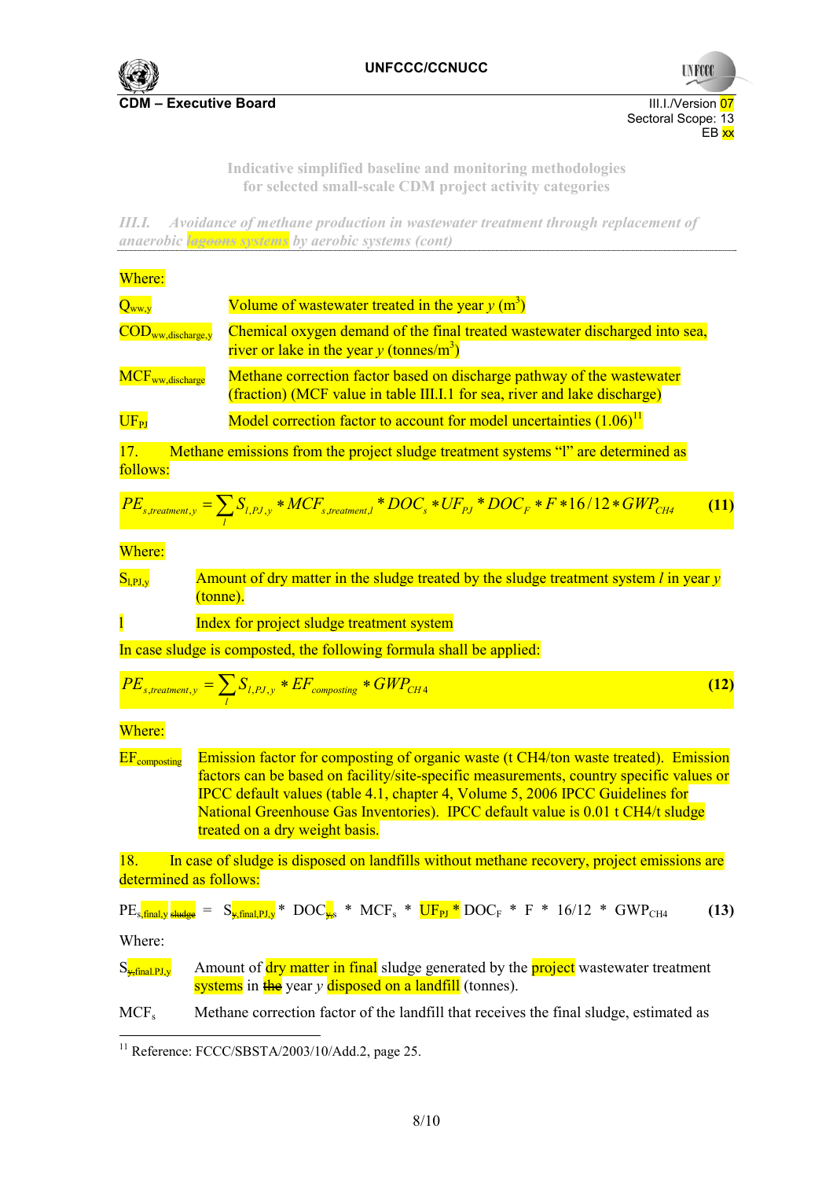*III.I. Avoidance of methane production in wastewater treatment through replacement of anaerobic ~~lagoons~~ systems by aerobic systems (cont)*

Where:

| | |
|---|---|
| $Q_{ww,y}$ | Volume of wastewater treated in the year *y* ($m^3$) |
| $COD_{ww,discharge,y}$ | Chemical oxygen demand of the final treated wastewater discharged into sea, river or lake in the year *y* ($tonnes/m^3$) |
| $MCF_{ww,discharge}$ | Methane correction factor based on discharge pathway of the wastewater (fraction) (MCF value in table III.I.1 for sea, river and lake discharge) |
| $UF_{PJ}$ | Model correction factor to account for model uncertainties (1.06)[11] |

17. Methane emissions from the project sludge treatment systems "l" are determined as follows:

$$PE_{s,treatment,y} = \sum_{l} S_{l,PJ,y} * MCF_{s,treatment,l} * DOC_s * UF_{PJ} * DOC_F * F * 16/12 * GWP_{CH4} \quad \textbf{(11)}$$

Where:

| | |
|---|---|
| $S_{l,PJ,y}$ | Amount of dry matter in the sludge treated by the sludge treatment system *l* in year *y* (tonne). |
| l | Index for project sludge treatment system |

In case sludge is composted, the following formula shall be applied:

$$PE_{s,treatment,y} = \sum_{l} S_{l,PJ,y} * EF_{composting} * GWP_{CH4} \quad \textbf{(12)}$$

Where:

| | |
|---|---|
| $EF_{composting}$ | Emission factor for composting of organic waste (t CH4/ton waste treated). Emission factors can be based on facility/site-specific measurements, country specific values or IPCC default values (table 4.1, chapter 4, Volume 5, 2006 IPCC Guidelines for National Greenhouse Gas Inventories). IPCC default value is 0.01 t CH4/t sludge treated on a dry weight basis. |

18. In case of sludge is disposed on landfills without methane recovery, project emissions are determined as follows:

$$PE_{s,final,y\ \sout{sludge}} = S_{\sout{y},final,PJ,y} * DOC_{\sout{y},s} * MCF_s * UF_{PJ} * DOC_F * F * 16/12 * GWP_{CH4} \quad \textbf{(13)}$$

Where:

| | |
|---|---|
| $S_{\sout{y},final,PJ,y}$ | Amount of dry matter in final sludge generated by the project wastewater treatment systems in ~~the~~ year *y* disposed on a landfill (tonnes). |
| $MCF_s$ | Methane correction factor of the landfill that receives the final sludge, estimated as |

[11] Reference: FCCC/SBSTA/2003/10/Add.2, page 25.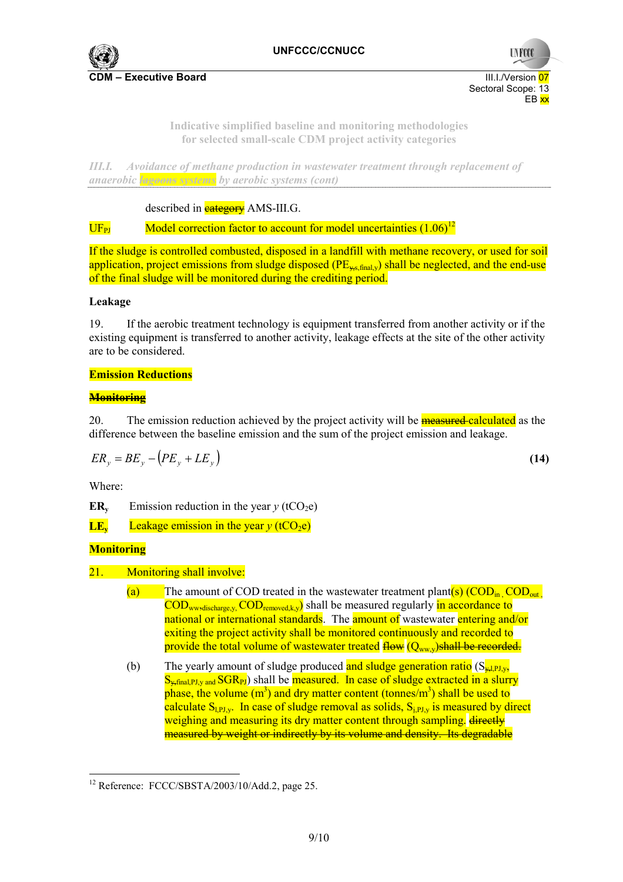described in category AMS-III.G.

$UF_{PJ}$ Model correction factor to account for model uncertainties (1.06)[12]

If the sludge is controlled combusted, disposed in a landfill with methane recovery, or used for soil application, project emissions from sludge disposed ($PE_{y,s,final,y}$) shall be neglected, and the end-use of the final sludge will be monitored during the crediting period.

**Leakage**

19. If the aerobic treatment technology is equipment transferred from another activity or if the existing equipment is transferred to another activity, leakage effects at the site of the other activity are to be considered.

**Emission Reductions**

~~**Monitoring**~~

20. The emission reduction achieved by the project activity will be ~~measured~~ calculated as the difference between the baseline emission and the sum of the project emission and leakage.

$$ER_y = BE_y - (PE_y + LE_y) \quad \textbf{(14)}$$

Where:

**$ER_y$** Emission reduction in the year $y$ ($tCO_2e$)

**$LE_y$** Leakage emission in the year $y$ ($tCO_2e$)

**Monitoring**

21. Monitoring shall involve:

(a) The amount of COD treated in the wastewater treatment plant(s) ($COD_{in}$, $COD_{out}$, $COD_{ww,discharge,y}$, $COD_{removed,k,y}$) shall be measured regularly in accordance to national or international standards. The amount of wastewater entering and/or exiting the project activity shall be monitored continuously and recorded to provide the total volume of wastewater treated ~~flow~~ ($Q_{ww,y}$)~~shall be recorded.~~

(b) The yearly amount of sludge produced and sludge generation ratio ($S_{y,l,PJ,y}$, $S_{y,final,PJ,y}$ and $SGR_{PJ}$) shall be measured. In case of sludge extracted in a slurry phase, the volume ($m^3$) and dry matter content ($tonnes/m^3$) shall be used to calculate $S_{l,PJ,y}$. In case of sludge removal as solids, $S_{j,PJ,y}$ is measured by direct weighing and measuring its dry matter content through sampling. ~~directly measured by weight or indirectly by its volume and density. Its degradable~~

[12] Reference: FCCC/SBSTA/2003/10/Add.2, page 25.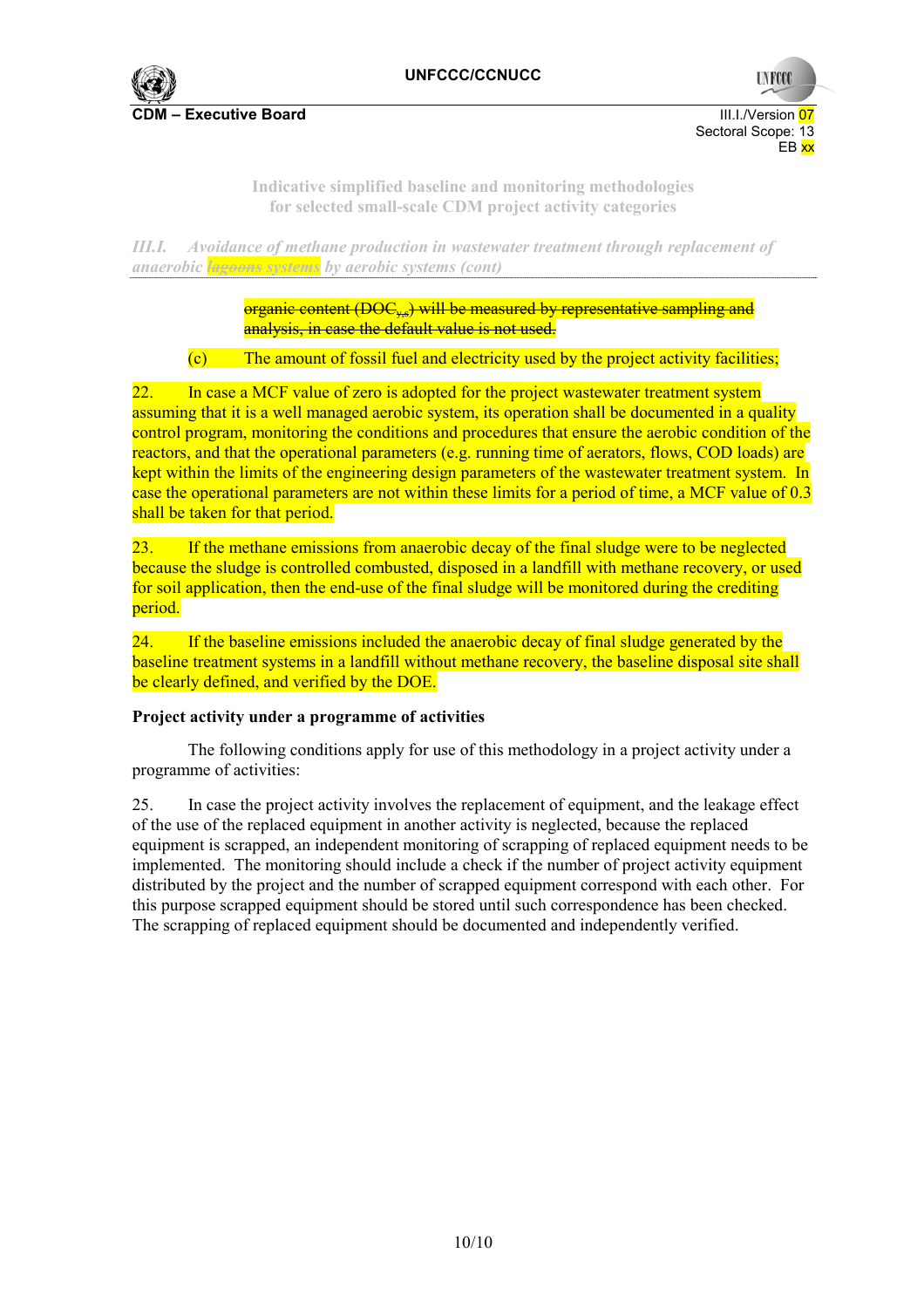organic content ($DOC_{y,s}$) will be measured by representative sampling and analysis, in case the default value is not used.

(c) The amount of fossil fuel and electricity used by the project activity facilities;

22. In case a MCF value of zero is adopted for the project wastewater treatment system assuming that it is a well managed aerobic system, its operation shall be documented in a quality control program, monitoring the conditions and procedures that ensure the aerobic condition of the reactors, and that the operational parameters (e.g. running time of aerators, flows, COD loads) are kept within the limits of the engineering design parameters of the wastewater treatment system. In case the operational parameters are not within these limits for a period of time, a MCF value of 0.3 shall be taken for that period.

23. If the methane emissions from anaerobic decay of the final sludge were to be neglected because the sludge is controlled combusted, disposed in a landfill with methane recovery, or used for soil application, then the end-use of the final sludge will be monitored during the crediting period.

24. If the baseline emissions included the anaerobic decay of final sludge generated by the baseline treatment systems in a landfill without methane recovery, the baseline disposal site shall be clearly defined, and verified by the DOE.

**Project activity under a programme of activities**

The following conditions apply for use of this methodology in a project activity under a programme of activities:

25. In case the project activity involves the replacement of equipment, and the leakage effect of the use of the replaced equipment in another activity is neglected, because the replaced equipment is scrapped, an independent monitoring of scrapping of replaced equipment needs to be implemented. The monitoring should include a check if the number of project activity equipment distributed by the project and the number of scrapped equipment correspond with each other. For this purpose scrapped equipment should be stored until such correspondence has been checked. The scrapping of replaced equipment should be documented and independently verified.